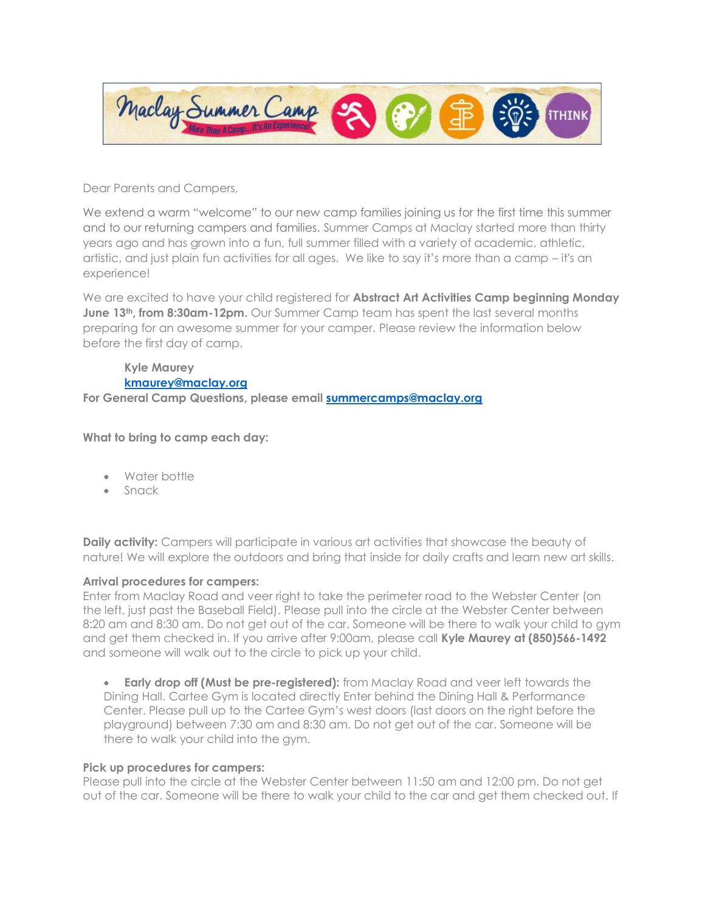Dear Parents and Campers,

We extend a warm "welcome" to our new camp families joining us for the first time this summer and to our returning campers and families. Summer Camps at Maclay started more than thirty years ago and has grown into a fun, full summer filled with a variety of academic, athletic, artistic, and just plain fun activities for all ages. We like to say it's more than a camp – it's an experience!

We are excited to have your child registered for **Abstract Art Activities Camp beginning Monday June 13th, from 8:30am-12pm.** Our Summer Camp team has spent the last several months preparing for an awesome summer for your camper. Please review the information below before the first day of camp.

**Kyle Maurey**
**[kmaurey@maclay.org](mailto:kmaurey@maclay.org)**
**For General Camp Questions, please email [summercamps@maclay.org](mailto:summercamps@maclay.org)**

**What to bring to camp each day:**

- Water bottle
- Snack

**Daily activity:** Campers will participate in various art activities that showcase the beauty of nature! We will explore the outdoors and bring that inside for daily crafts and learn new art skills.

**Arrival procedures for campers:**
Enter from Maclay Road and veer right to take the perimeter road to the Webster Center (on the left, just past the Baseball Field). Please pull into the circle at the Webster Center between 8:20 am and 8:30 am. Do not get out of the car. Someone will be there to walk your child to gym and get them checked in. If you arrive after 9:00am, please call **Kyle Maurey at (850)566-1492** and someone will walk out to the circle to pick up your child.

- **Early drop off (Must be pre-registered):** from Maclay Road and veer left towards the Dining Hall. Cartee Gym is located directly Enter behind the Dining Hall & Performance Center. Please pull up to the Cartee Gym's west doors (last doors on the right before the playground) between 7:30 am and 8:30 am. Do not get out of the car. Someone will be there to walk your child into the gym.

**Pick up procedures for campers:**
Please pull into the circle at the Webster Center between 11:50 am and 12:00 pm. Do not get out of the car. Someone will be there to walk your child to the car and get them checked out. If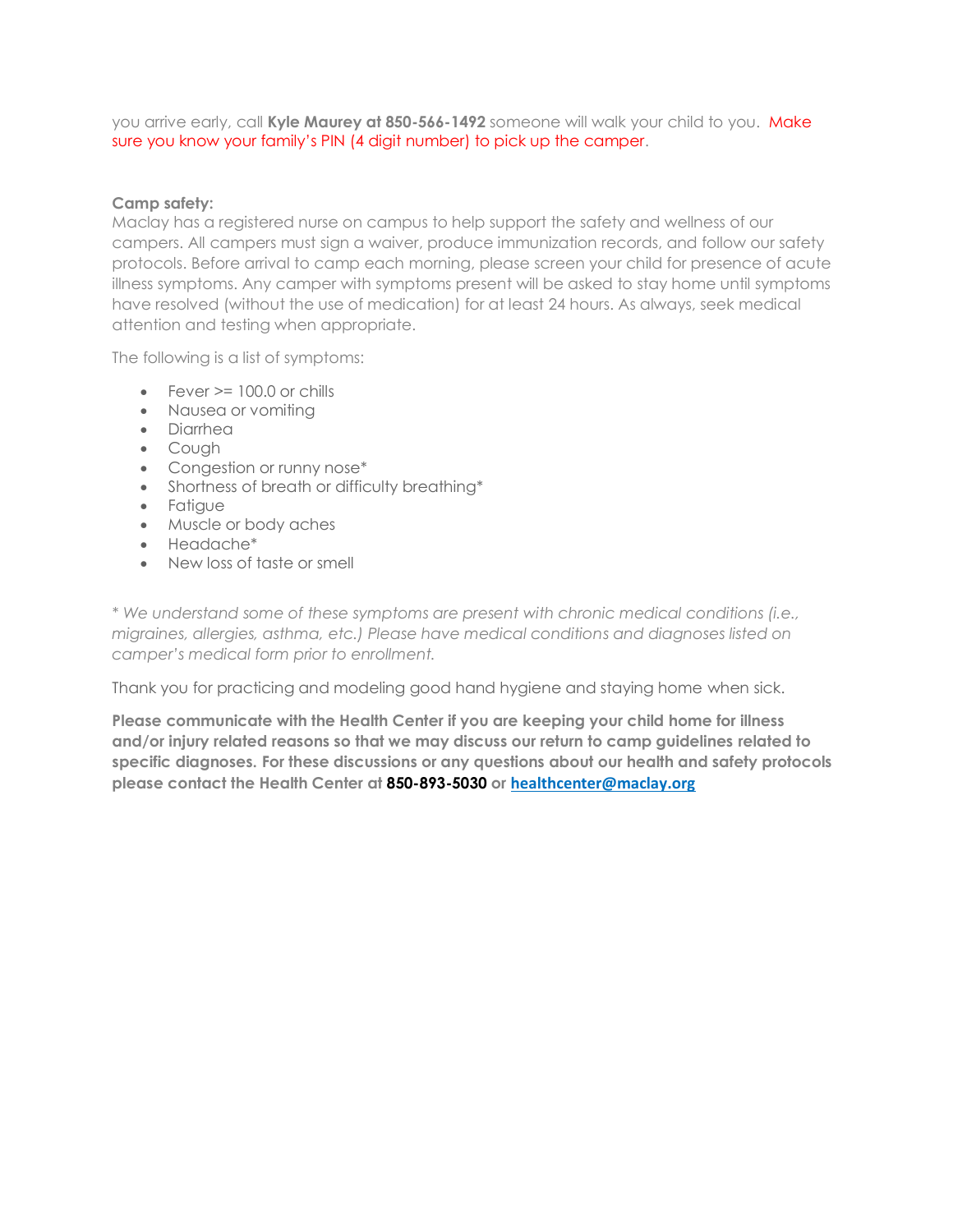you arrive early, call **Kyle Maurey at 850-566-1492** someone will walk your child to you. Make sure you know your family's PIN (4 digit number) to pick up the camper.

**Camp safety:**
Maclay has a registered nurse on campus to help support the safety and wellness of our campers. All campers must sign a waiver, produce immunization records, and follow our safety protocols. Before arrival to camp each morning, please screen your child for presence of acute illness symptoms. Any camper with symptoms present will be asked to stay home until symptoms have resolved (without the use of medication) for at least 24 hours. As always, seek medical attention and testing when appropriate.

The following is a list of symptoms:

- Fever >= 100.0 or chills
- Nausea or vomiting
- Diarrhea
- Cough
- Congestion or runny nose*
- Shortness of breath or difficulty breathing*
- Fatigue
- Muscle or body aches
- Headache*
- New loss of taste or smell

*\* We understand some of these symptoms are present with chronic medical conditions (i.e., migraines, allergies, asthma, etc.) Please have medical conditions and diagnoses listed on camper's medical form prior to enrollment.*

Thank you for practicing and modeling good hand hygiene and staying home when sick.

**Please communicate with the Health Center if you are keeping your child home for illness and/or injury related reasons so that we may discuss our return to camp guidelines related to specific diagnoses. For these discussions or any questions about our health and safety protocols please contact the Health Center at 850-893-5030 or healthcenter@maclay.org**